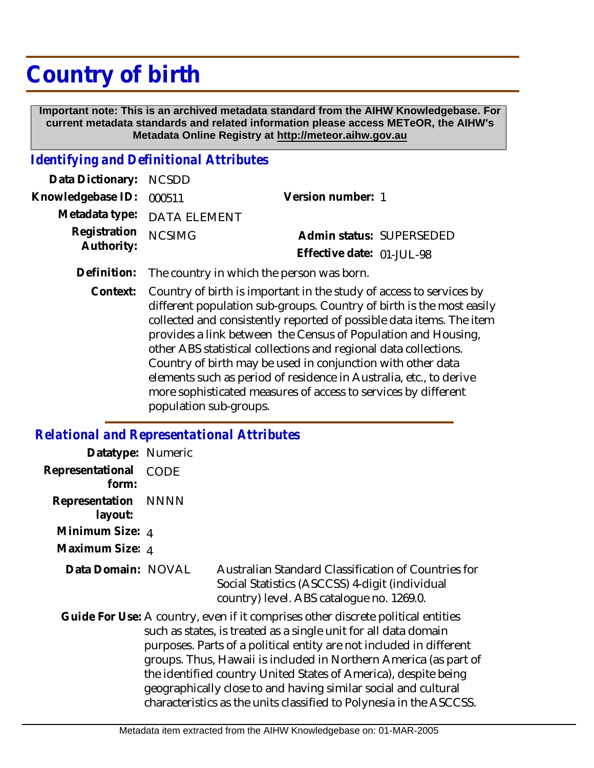# Country of birth

**Important note: This is an archived metadata standard from the AIHW Knowledgebase. For current metadata standards and related information please access METeOR, the AIHW's Metadata Online Registry at http://meteor.aihw.gov.au**

## *Identifying and Definitional Attributes*

**Data Dictionary:** NCSDD

**Knowledgebase ID:** 000511

**Version number:** 1

**Metadata type:** DATA ELEMENT

**Registration Authority:** NCSIMG

**Admin status:** SUPERSEDED

**Effective date:** 01-JUL-98

**Definition:** The country in which the person was born.

**Context:** Country of birth is important in the study of access to services by different population sub-groups. Country of birth is the most easily collected and consistently reported of possible data items. The item provides a link between the Census of Population and Housing, other ABS statistical collections and regional data collections. Country of birth may be used in conjunction with other data elements such as period of residence in Australia, etc., to derive more sophisticated measures of access to services by different population sub-groups.

## *Relational and Representational Attributes*

**Datatype:** Numeric

**Representational form:** CODE

**Representation layout:** NNNN

**Minimum Size:** 4

**Maximum Size:** 4

**Data Domain:** NOVAL — Australian Standard Classification of Countries for Social Statistics (ASCCSS) 4-digit (individual country) level. ABS catalogue no. 1269.0.

**Guide For Use:** A country, even if it comprises other discrete political entities such as states, is treated as a single unit for all data domain purposes. Parts of a political entity are not included in different groups. Thus, Hawaii is included in Northern America (as part of the identified country United States of America), despite being geographically close to and having similar social and cultural characteristics as the units classified to Polynesia in the ASCCSS.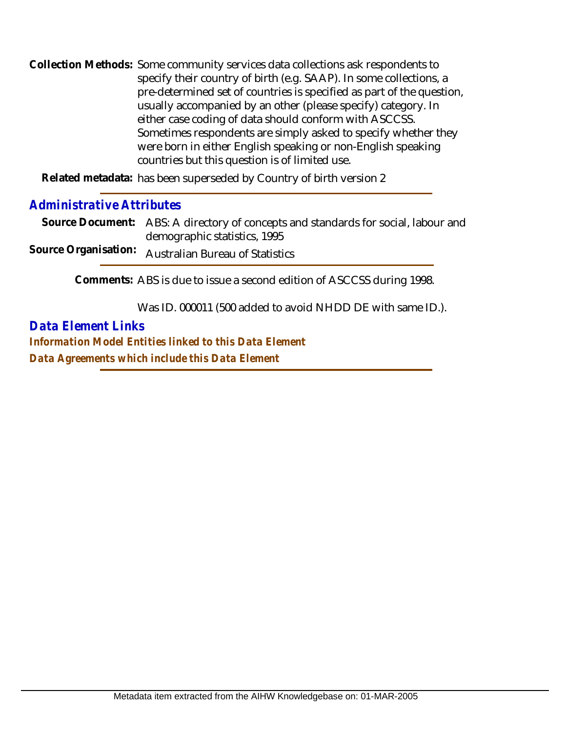**Collection Methods:** Some community services data collections ask respondents to specify their country of birth (e.g. SAAP). In some collections, a pre-determined set of countries is specified as part of the question, usually accompanied by an other (please specify) category. In either case coding of data should conform with ASCCSS. Sometimes respondents are simply asked to specify whether they were born in either English speaking or non-English speaking countries but this question is of limited use.

**Related metadata:** has been superseded by Country of birth version 2

## Administrative Attributes

**Source Document:** ABS: A directory of concepts and standards for social, labour and demographic statistics, 1995

**Source Organisation:** Australian Bureau of Statistics

**Comments:** ABS is due to issue a second edition of ASCCSS during 1998.

Was ID. 000011 (500 added to avoid NHDD DE with same ID.).

## Data Element Links

### Information Model Entities linked to this Data Element

### Data Agreements which include this Data Element

Metadata item extracted from the AIHW Knowledgebase on: 01-MAR-2005